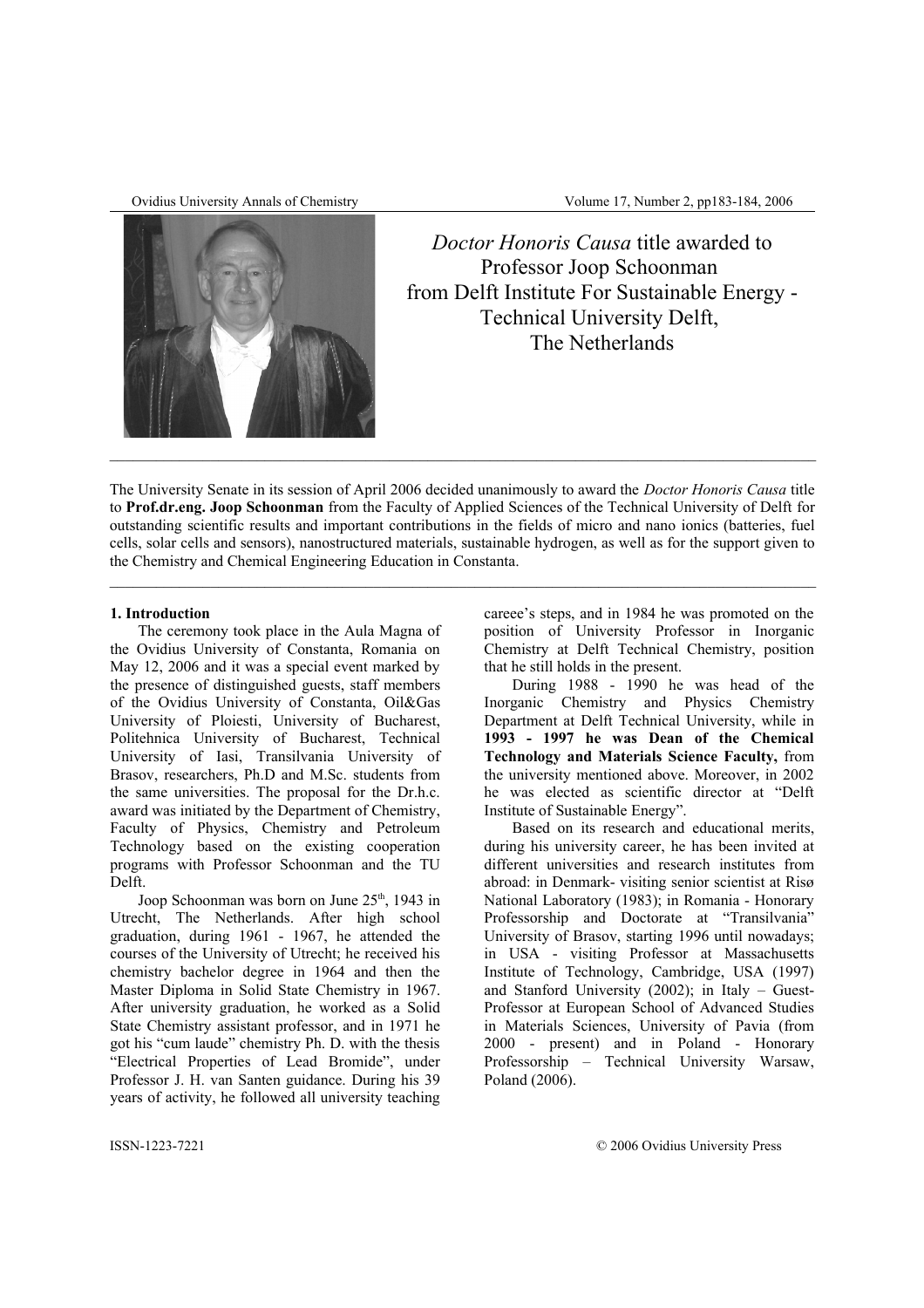# *Doctor Honoris Causa* title awarded to Professor Joop Schoonman from Delft Institute For Sustainable Energy - Technical University Delft, The Netherlands

---

The University Senate in its session of April 2006 decided unanimously to award the *Doctor Honoris Causa* title to **Prof.dr.eng. Joop Schoonman** from the Faculty of Applied Sciences of the Technical University of Delft for outstanding scientific results and important contributions in the fields of micro and nano ionics (batteries, fuel cells, solar cells and sensors), nanostructured materials, sustainable hydrogen, as well as for the support given to the Chemistry and Chemical Engineering Education in Constanta.

---

**1. Introduction**

The ceremony took place in the Aula Magna of the Ovidius University of Constanta, Romania on May 12, 2006 and it was a special event marked by the presence of distinguished guests, staff members of the Ovidius University of Constanta, Oil&Gas University of Ploiesti, University of Bucharest, Politehnica University of Bucharest, Technical University of Iasi, Transilvania University of Brasov, researchers, Ph.D and M.Sc. students from the same universities. The proposal for the Dr.h.c. award was initiated by the Department of Chemistry, Faculty of Physics, Chemistry and Petroleum Technology based on the existing cooperation programs with Professor Schoonman and the TU Delft.

Joop Schoonman was born on June 25th, 1943 in Utrecht, The Netherlands. After high school graduation, during 1961 - 1967, he attended the courses of the University of Utrecht; he received his chemistry bachelor degree in 1964 and then the Master Diploma in Solid State Chemistry in 1967. After university graduation, he worked as a Solid State Chemistry assistant professor, and in 1971 he got his "cum laude" chemistry Ph. D. with the thesis "Electrical Properties of Lead Bromide", under Professor J. H. van Santen guidance. During his 39 years of activity, he followed all university teaching careee's steps, and in 1984 he was promoted on the position of University Professor in Inorganic Chemistry at Delft Technical Chemistry, position that he still holds in the present.

During 1988 - 1990 he was head of the Inorganic Chemistry and Physics Chemistry Department at Delft Technical University, while in **1993 - 1997 he was Dean of the Chemical Technology and Materials Science Faculty,** from the university mentioned above. Moreover, in 2002 he was elected as scientific director at "Delft Institute of Sustainable Energy".

Based on its research and educational merits, during his university career, he has been invited at different universities and research institutes from abroad: in Denmark- visiting senior scientist at Risø National Laboratory (1983); in Romania - Honorary Professorship and Doctorate at "Transilvania" University of Brasov, starting 1996 until nowadays; in USA - visiting Professor at Massachusetts Institute of Technology, Cambridge, USA (1997) and Stanford University (2002); in Italy – Guest-Professor at European School of Advanced Studies in Materials Sciences, University of Pavia (from 2000 - present) and in Poland - Honorary Professorship – Technical University Warsaw, Poland (2006).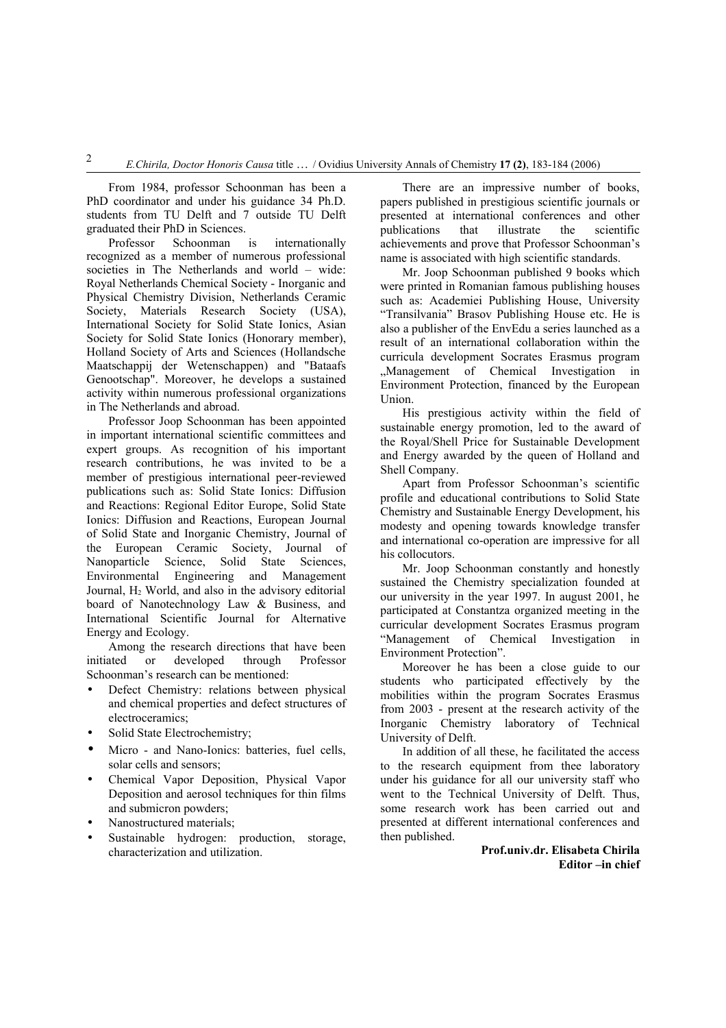From 1984, professor Schoonman has been a PhD coordinator and under his guidance 34 Ph.D. students from TU Delft and 7 outside TU Delft graduated their PhD in Sciences.

Professor Schoonman is internationally recognized as a member of numerous professional societies in The Netherlands and world – wide: Royal Netherlands Chemical Society - Inorganic and Physical Chemistry Division, Netherlands Ceramic Society, Materials Research Society (USA), International Society for Solid State Ionics, Asian Society for Solid State Ionics (Honorary member), Holland Society of Arts and Sciences (Hollandsche Maatschappij der Wetenschappen) and "Bataafs Genootschap". Moreover, he develops a sustained activity within numerous professional organizations in The Netherlands and abroad.

Professor Joop Schoonman has been appointed in important international scientific committees and expert groups. As recognition of his important research contributions, he was invited to be a member of prestigious international peer-reviewed publications such as: Solid State Ionics: Diffusion and Reactions: Regional Editor Europe, Solid State Ionics: Diffusion and Reactions, European Journal of Solid State and Inorganic Chemistry, Journal of the European Ceramic Society, Journal of Nanoparticle Science, Solid State Sciences, Environmental Engineering and Management Journal, $H_2$ World, and also in the advisory editorial board of Nanotechnology Law & Business, and International Scientific Journal for Alternative Energy and Ecology.

Among the research directions that have been initiated or developed through Professor Schoonman's research can be mentioned:

- Defect Chemistry: relations between physical and chemical properties and defect structures of electroceramics;
- Solid State Electrochemistry;
- Micro - and Nano-Ionics: batteries, fuel cells, solar cells and sensors;
- Chemical Vapor Deposition, Physical Vapor Deposition and aerosol techniques for thin films and submicron powders;
- Nanostructured materials;
- Sustainable hydrogen: production, storage, characterization and utilization.

There are an impressive number of books, papers published in prestigious scientific journals or presented at international conferences and other publications that illustrate the scientific achievements and prove that Professor Schoonman's name is associated with high scientific standards.

Mr. Joop Schoonman published 9 books which were printed in Romanian famous publishing houses such as: Academiei Publishing House, University "Transilvania" Brasov Publishing House etc. He is also a publisher of the EnvEdu a series launched as a result of an international collaboration within the curricula development Socrates Erasmus program „Management of Chemical Investigation in Environment Protection, financed by the European Union.

His prestigious activity within the field of sustainable energy promotion, led to the award of the Royal/Shell Price for Sustainable Development and Energy awarded by the queen of Holland and Shell Company.

Apart from Professor Schoonman's scientific profile and educational contributions to Solid State Chemistry and Sustainable Energy Development, his modesty and opening towards knowledge transfer and international co-operation are impressive for all his collocutors.

Mr. Joop Schoonman constantly and honestly sustained the Chemistry specialization founded at our university in the year 1997. In august 2001, he participated at Constantza organized meeting in the curricular development Socrates Erasmus program "Management of Chemical Investigation in Environment Protection".

Moreover he has been a close guide to our students who participated effectively by the mobilities within the program Socrates Erasmus from 2003 - present at the research activity of the Inorganic Chemistry laboratory of Technical University of Delft.

In addition of all these, he facilitated the access to the research equipment from thee laboratory under his guidance for all our university staff who went to the Technical University of Delft. Thus, some research work has been carried out and presented at different international conferences and then published.

**Prof.univ.dr. Elisabeta Chirila**
**Editor –in chief**